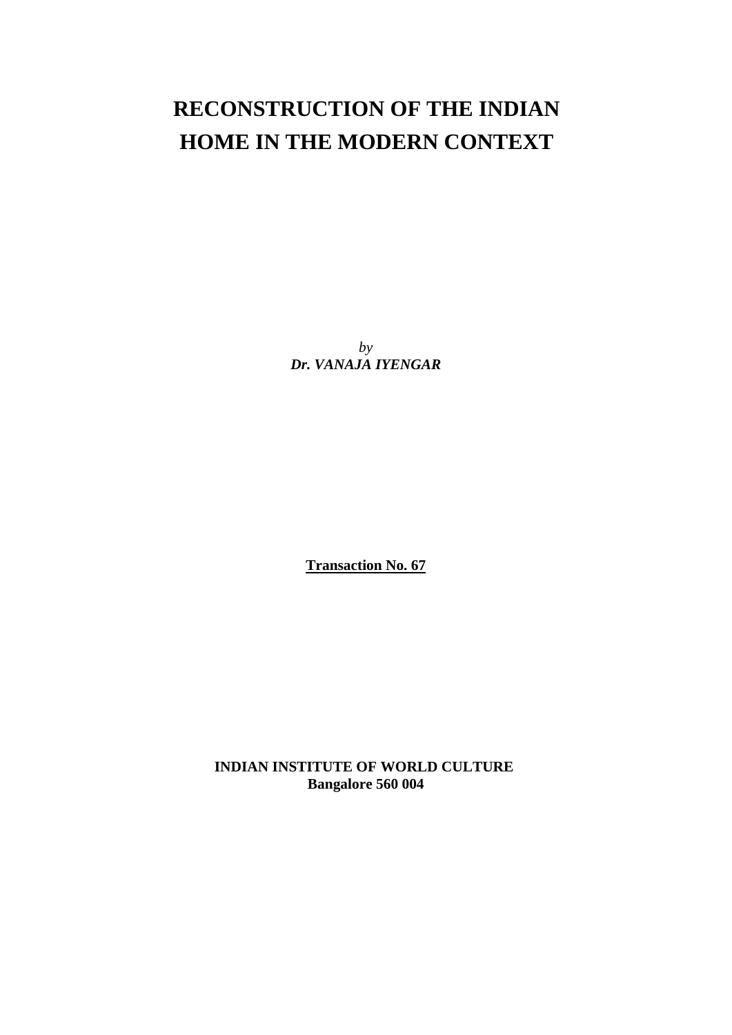# RECONSTRUCTION OF THE INDIAN HOME IN THE MODERN CONTEXT

*by*
***Dr. VANAJA IYENGAR***

**Transaction No. 67**

**INDIAN INSTITUTE OF WORLD CULTURE**
**Bangalore 560 004**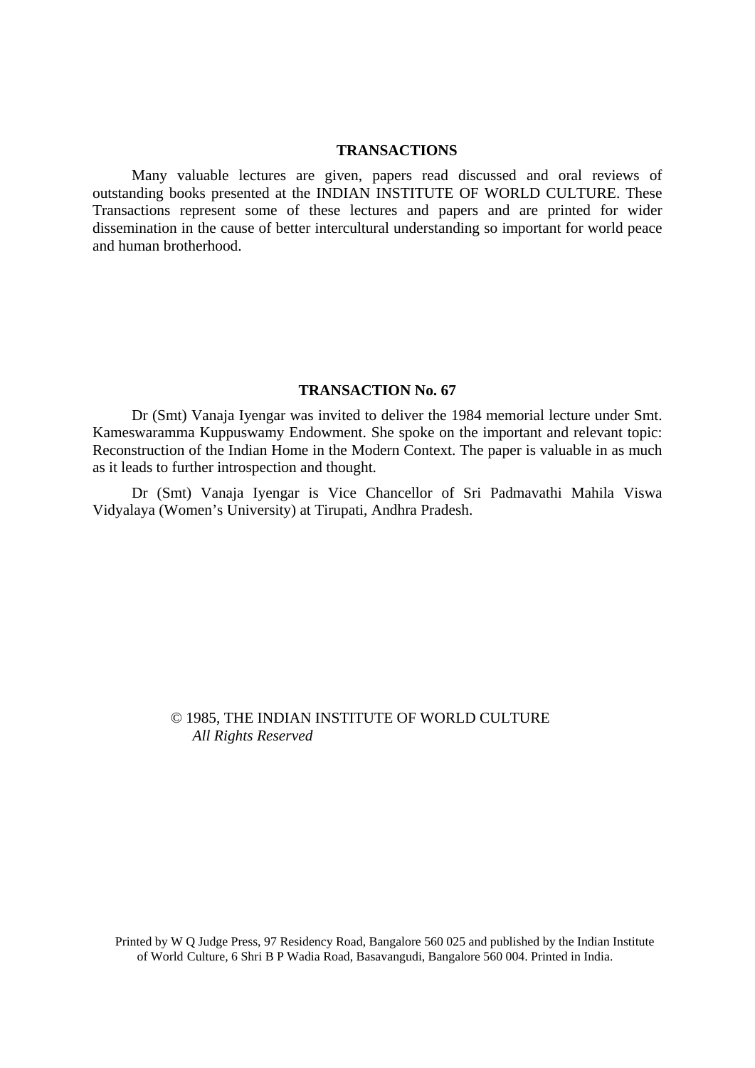## TRANSACTIONS

Many valuable lectures are given, papers read discussed and oral reviews of outstanding books presented at the INDIAN INSTITUTE OF WORLD CULTURE. These Transactions represent some of these lectures and papers and are printed for wider dissemination in the cause of better intercultural understanding so important for world peace and human brotherhood.

## TRANSACTION No. 67

Dr (Smt) Vanaja Iyengar was invited to deliver the 1984 memorial lecture under Smt. Kameswaramma Kuppuswamy Endowment. She spoke on the important and relevant topic: Reconstruction of the Indian Home in the Modern Context. The paper is valuable in as much as it leads to further introspection and thought.

Dr (Smt) Vanaja Iyengar is Vice Chancellor of Sri Padmavathi Mahila Viswa Vidyalaya (Women's University) at Tirupati, Andhra Pradesh.

© 1985, THE INDIAN INSTITUTE OF WORLD CULTURE
*All Rights Reserved*

Printed by W Q Judge Press, 97 Residency Road, Bangalore 560 025 and published by the Indian Institute of World Culture, 6 Shri B P Wadia Road, Basavangudi, Bangalore 560 004. Printed in India.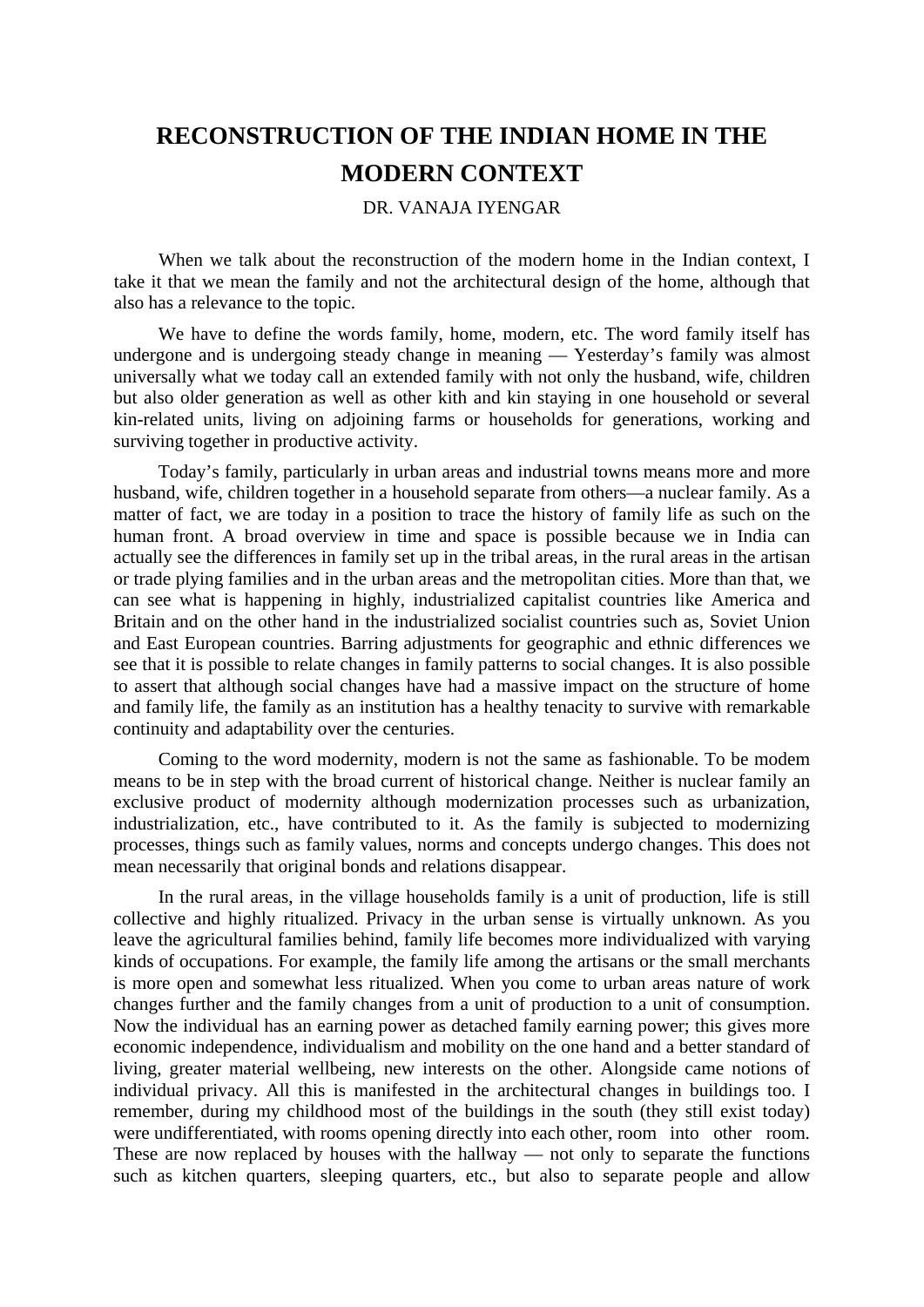# RECONSTRUCTION OF THE INDIAN HOME IN THE MODERN CONTEXT

DR. VANAJA IYENGAR

When we talk about the reconstruction of the modern home in the Indian context, I take it that we mean the family and not the architectural design of the home, although that also has a relevance to the topic.

We have to define the words family, home, modern, etc. The word family itself has undergone and is undergoing steady change in meaning — Yesterday's family was almost universally what we today call an extended family with not only the husband, wife, children but also older generation as well as other kith and kin staying in one household or several kin-related units, living on adjoining farms or households for generations, working and surviving together in productive activity.

Today's family, particularly in urban areas and industrial towns means more and more husband, wife, children together in a household separate from others—a nuclear family. As a matter of fact, we are today in a position to trace the history of family life as such on the human front. A broad overview in time and space is possible because we in India can actually see the differences in family set up in the tribal areas, in the rural areas in the artisan or trade plying families and in the urban areas and the metropolitan cities. More than that, we can see what is happening in highly, industrialized capitalist countries like America and Britain and on the other hand in the industrialized socialist countries such as, Soviet Union and East European countries. Barring adjustments for geographic and ethnic differences we see that it is possible to relate changes in family patterns to social changes. It is also possible to assert that although social changes have had a massive impact on the structure of home and family life, the family as an institution has a healthy tenacity to survive with remarkable continuity and adaptability over the centuries.

Coming to the word modernity, modern is not the same as fashionable. To be modem means to be in step with the broad current of historical change. Neither is nuclear family an exclusive product of modernity although modernization processes such as urbanization, industrialization, etc., have contributed to it. As the family is subjected to modernizing processes, things such as family values, norms and concepts undergo changes. This does not mean necessarily that original bonds and relations disappear.

In the rural areas, in the village households family is a unit of production, life is still collective and highly ritualized. Privacy in the urban sense is virtually unknown. As you leave the agricultural families behind, family life becomes more individualized with varying kinds of occupations. For example, the family life among the artisans or the small merchants is more open and somewhat less ritualized. When you come to urban areas nature of work changes further and the family changes from a unit of production to a unit of consumption. Now the individual has an earning power as detached family earning power; this gives more economic independence, individualism and mobility on the one hand and a better standard of living, greater material wellbeing, new interests on the other. Alongside came notions of individual privacy. All this is manifested in the architectural changes in buildings too. I remember, during my childhood most of the buildings in the south (they still exist today) were undifferentiated, with rooms opening directly into each other, room into other room. These are now replaced by houses with the hallway — not only to separate the functions such as kitchen quarters, sleeping quarters, etc., but also to separate people and allow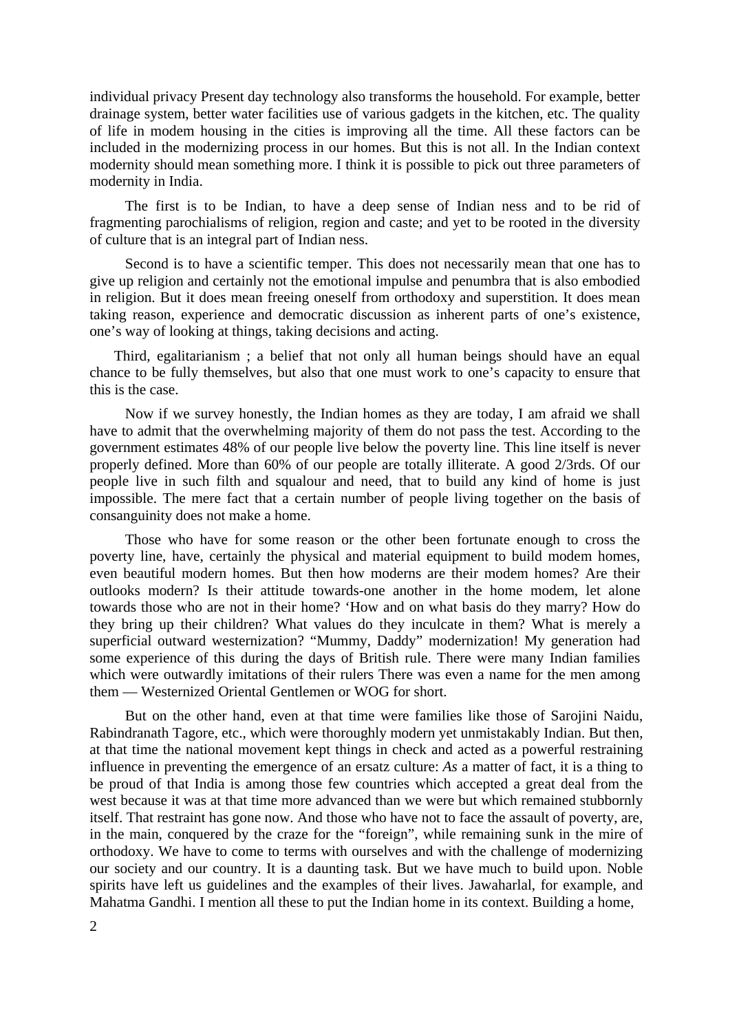individual privacy Present day technology also transforms the household. For example, better drainage system, better water facilities use of various gadgets in the kitchen, etc. The quality of life in modem housing in the cities is improving all the time. All these factors can be included in the modernizing process in our homes. But this is not all. In the Indian context modernity should mean something more. I think it is possible to pick out three parameters of modernity in India.

The first is to be Indian, to have a deep sense of Indian ness and to be rid of fragmenting parochialisms of religion, region and caste; and yet to be rooted in the diversity of culture that is an integral part of Indian ness.

Second is to have a scientific temper. This does not necessarily mean that one has to give up religion and certainly not the emotional impulse and penumbra that is also embodied in religion. But it does mean freeing oneself from orthodoxy and superstition. It does mean taking reason, experience and democratic discussion as inherent parts of one's existence, one's way of looking at things, taking decisions and acting.

Third, egalitarianism ; a belief that not only all human beings should have an equal chance to be fully themselves, but also that one must work to one's capacity to ensure that this is the case.

Now if we survey honestly, the Indian homes as they are today, I am afraid we shall have to admit that the overwhelming majority of them do not pass the test. According to the government estimates 48% of our people live below the poverty line. This line itself is never properly defined. More than 60% of our people are totally illiterate. A good 2/3rds. Of our people live in such filth and squalour and need, that to build any kind of home is just impossible. The mere fact that a certain number of people living together on the basis of consanguinity does not make a home.

Those who have for some reason or the other been fortunate enough to cross the poverty line, have, certainly the physical and material equipment to build modem homes, even beautiful modern homes. But then how moderns are their modem homes? Are their outlooks modern? Is their attitude towards-one another in the home modem, let alone towards those who are not in their home? 'How and on what basis do they marry? How do they bring up their children? What values do they inculcate in them? What is merely a superficial outward westernization? "Mummy, Daddy" modernization! My generation had some experience of this during the days of British rule. There were many Indian families which were outwardly imitations of their rulers There was even a name for the men among them — Westernized Oriental Gentlemen or WOG for short.

But on the other hand, even at that time were families like those of Sarojini Naidu, Rabindranath Tagore, etc., which were thoroughly modern yet unmistakably Indian. But then, at that time the national movement kept things in check and acted as a powerful restraining influence in preventing the emergence of an ersatz culture: *As* a matter of fact, it is a thing to be proud of that India is among those few countries which accepted a great deal from the west because it was at that time more advanced than we were but which remained stubbornly itself. That restraint has gone now. And those who have not to face the assault of poverty, are, in the main, conquered by the craze for the "foreign", while remaining sunk in the mire of orthodoxy. We have to come to terms with ourselves and with the challenge of modernizing our society and our country. It is a daunting task. But we have much to build upon. Noble spirits have left us guidelines and the examples of their lives. Jawaharlal, for example, and Mahatma Gandhi. I mention all these to put the Indian home in its context. Building a home,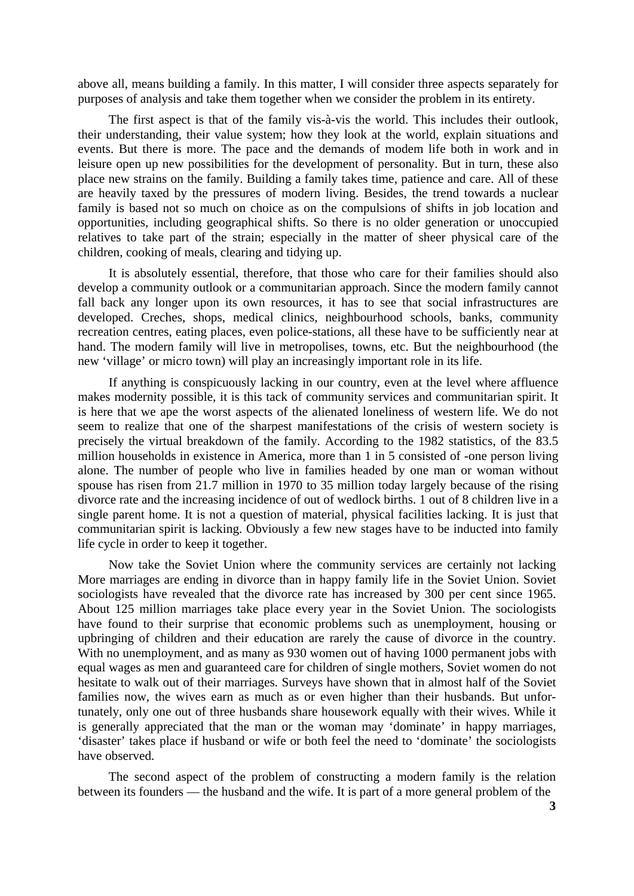above all, means building a family. In this matter, I will consider three aspects separately for purposes of analysis and take them together when we consider the problem in its entirety.

The first aspect is that of the family vis-à-vis the world. This includes their outlook, their understanding, their value system; how they look at the world, explain situations and events. But there is more. The pace and the demands of modem life both in work and in leisure open up new possibilities for the development of personality. But in turn, these also place new strains on the family. Building a family takes time, patience and care. All of these are heavily taxed by the pressures of modern living. Besides, the trend towards a nuclear family is based not so much on choice as on the compulsions of shifts in job location and opportunities, including geographical shifts. So there is no older generation or unoccupied relatives to take part of the strain; especially in the matter of sheer physical care of the children, cooking of meals, clearing and tidying up.

It is absolutely essential, therefore, that those who care for their families should also develop a community outlook or a communitarian approach. Since the modern family cannot fall back any longer upon its own resources, it has to see that social infrastructures are developed. Creches, shops, medical clinics, neighbourhood schools, banks, community recreation centres, eating places, even police-stations, all these have to be sufficiently near at hand. The modern family will live in metropolises, towns, etc. But the neighbourhood (the new 'village' or micro town) will play an increasingly important role in its life.

If anything is conspicuously lacking in our country, even at the level where affluence makes modernity possible, it is this tack of community services and communitarian spirit. It is here that we ape the worst aspects of the alienated loneliness of western life. We do not seem to realize that one of the sharpest manifestations of the crisis of western society is precisely the virtual breakdown of the family. According to the 1982 statistics, of the 83.5 million households in existence in America, more than 1 in 5 consisted of -one person living alone. The number of people who live in families headed by one man or woman without spouse has risen from 21.7 million in 1970 to 35 million today largely because of the rising divorce rate and the increasing incidence of out of wedlock births. 1 out of 8 children live in a single parent home. It is not a question of material, physical facilities lacking. It is just that communitarian spirit is lacking. Obviously a few new stages have to be inducted into family life cycle in order to keep it together.

Now take the Soviet Union where the community services are certainly not lacking More marriages are ending in divorce than in happy family life in the Soviet Union. Soviet sociologists have revealed that the divorce rate has increased by 300 per cent since 1965. About 125 million marriages take place every year in the Soviet Union. The sociologists have found to their surprise that economic problems such as unemployment, housing or upbringing of children and their education are rarely the cause of divorce in the country. With no unemployment, and as many as 930 women out of having 1000 permanent jobs with equal wages as men and guaranteed care for children of single mothers, Soviet women do not hesitate to walk out of their marriages. Surveys have shown that in almost half of the Soviet families now, the wives earn as much as or even higher than their husbands. But unfortunately, only one out of three husbands share housework equally with their wives. While it is generally appreciated that the man or the woman may 'dominate' in happy marriages, 'disaster' takes place if husband or wife or both feel the need to 'dominate' the sociologists have observed.

The second aspect of the problem of constructing a modern family is the relation between its founders — the husband and the wife. It is part of a more general problem of the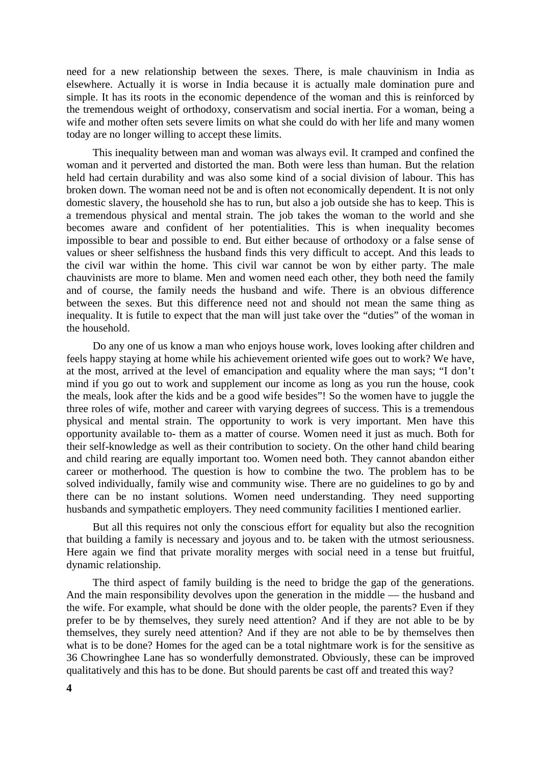need for a new relationship between the sexes. There, is male chauvinism in India as elsewhere. Actually it is worse in India because it is actually male domination pure and simple. It has its roots in the economic dependence of the woman and this is reinforced by the tremendous weight of orthodoxy, conservatism and social inertia. For a woman, being a wife and mother often sets severe limits on what she could do with her life and many women today are no longer willing to accept these limits.

This inequality between man and woman was always evil. It cramped and confined the woman and it perverted and distorted the man. Both were less than human. But the relation held had certain durability and was also some kind of a social division of labour. This has broken down. The woman need not be and is often not economically dependent. It is not only domestic slavery, the household she has to run, but also a job outside she has to keep. This is a tremendous physical and mental strain. The job takes the woman to the world and she becomes aware and confident of her potentialities. This is when inequality becomes impossible to bear and possible to end. But either because of orthodoxy or a false sense of values or sheer selfishness the husband finds this very difficult to accept. And this leads to the civil war within the home. This civil war cannot be won by either party. The male chauvinists are more to blame. Men and women need each other, they both need the family and of course, the family needs the husband and wife. There is an obvious difference between the sexes. But this difference need not and should not mean the same thing as inequality. It is futile to expect that the man will just take over the "duties" of the woman in the household.

Do any one of us know a man who enjoys house work, loves looking after children and feels happy staying at home while his achievement oriented wife goes out to work? We have, at the most, arrived at the level of emancipation and equality where the man says; "I don't mind if you go out to work and supplement our income as long as you run the house, cook the meals, look after the kids and be a good wife besides"! So the women have to juggle the three roles of wife, mother and career with varying degrees of success. This is a tremendous physical and mental strain. The opportunity to work is very important. Men have this opportunity available to- them as a matter of course. Women need it just as much. Both for their self-knowledge as well as their contribution to society. On the other hand child bearing and child rearing are equally important too. Women need both. They cannot abandon either career or motherhood. The question is how to combine the two. The problem has to be solved individually, family wise and community wise. There are no guidelines to go by and there can be no instant solutions. Women need understanding. They need supporting husbands and sympathetic employers. They need community facilities I mentioned earlier.

But all this requires not only the conscious effort for equality but also the recognition that building a family is necessary and joyous and to. be taken with the utmost seriousness. Here again we find that private morality merges with social need in a tense but fruitful, dynamic relationship.

The third aspect of family building is the need to bridge the gap of the generations. And the main responsibility devolves upon the generation in the middle — the husband and the wife. For example, what should be done with the older people, the parents? Even if they prefer to be by themselves, they surely need attention? And if they are not able to be by themselves, they surely need attention? And if they are not able to be by themselves then what is to be done? Homes for the aged can be a total nightmare work is for the sensitive as 36 Chowringhee Lane has so wonderfully demonstrated. Obviously, these can be improved qualitatively and this has to be done. But should parents be cast off and treated this way?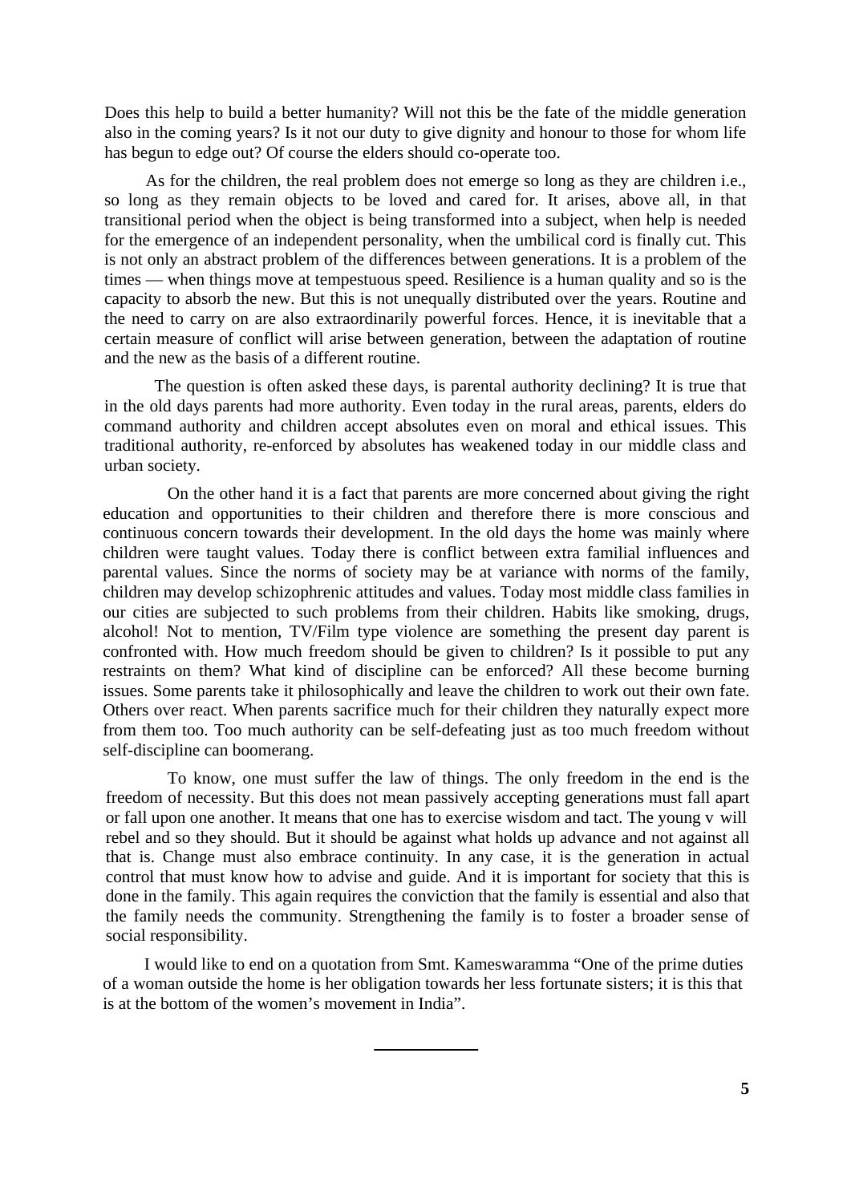Does this help to build a better humanity? Will not this be the fate of the middle generation also in the coming years? Is it not our duty to give dignity and honour to those for whom life has begun to edge out? Of course the elders should co-operate too.

As for the children, the real problem does not emerge so long as they are children i.e., so long as they remain objects to be loved and cared for. It arises, above all, in that transitional period when the object is being transformed into a subject, when help is needed for the emergence of an independent personality, when the umbilical cord is finally cut. This is not only an abstract problem of the differences between generations. It is a problem of the times — when things move at tempestuous speed. Resilience is a human quality and so is the capacity to absorb the new. But this is not unequally distributed over the years. Routine and the need to carry on are also extraordinarily powerful forces. Hence, it is inevitable that a certain measure of conflict will arise between generation, between the adaptation of routine and the new as the basis of a different routine.

The question is often asked these days, is parental authority declining? It is true that in the old days parents had more authority. Even today in the rural areas, parents, elders do command authority and children accept absolutes even on moral and ethical issues. This traditional authority, re-enforced by absolutes has weakened today in our middle class and urban society.

On the other hand it is a fact that parents are more concerned about giving the right education and opportunities to their children and therefore there is more conscious and continuous concern towards their development. In the old days the home was mainly where children were taught values. Today there is conflict between extra familial influences and parental values. Since the norms of society may be at variance with norms of the family, children may develop schizophrenic attitudes and values. Today most middle class families in our cities are subjected to such problems from their children. Habits like smoking, drugs, alcohol! Not to mention, TV/Film type violence are something the present day parent is confronted with. How much freedom should be given to children? Is it possible to put any restraints on them? What kind of discipline can be enforced? All these become burning issues. Some parents take it philosophically and leave the children to work out their own fate. Others over react. When parents sacrifice much for their children they naturally expect more from them too. Too much authority can be self-defeating just as too much freedom without self-discipline can boomerang.

To know, one must suffer the law of things. The only freedom in the end is the freedom of necessity. But this does not mean passively accepting generations must fall apart or fall upon one another. It means that one has to exercise wisdom and tact. The young v will rebel and so they should. But it should be against what holds up advance and not against all that is. Change must also embrace continuity. In any case, it is the generation in actual control that must know how to advise and guide. And it is important for society that this is done in the family. This again requires the conviction that the family is essential and also that the family needs the community. Strengthening the family is to foster a broader sense of social responsibility.

I would like to end on a quotation from Smt. Kameswaramma "One of the prime duties of a woman outside the home is her obligation towards her less fortunate sisters; it is this that is at the bottom of the women's movement in India".

---